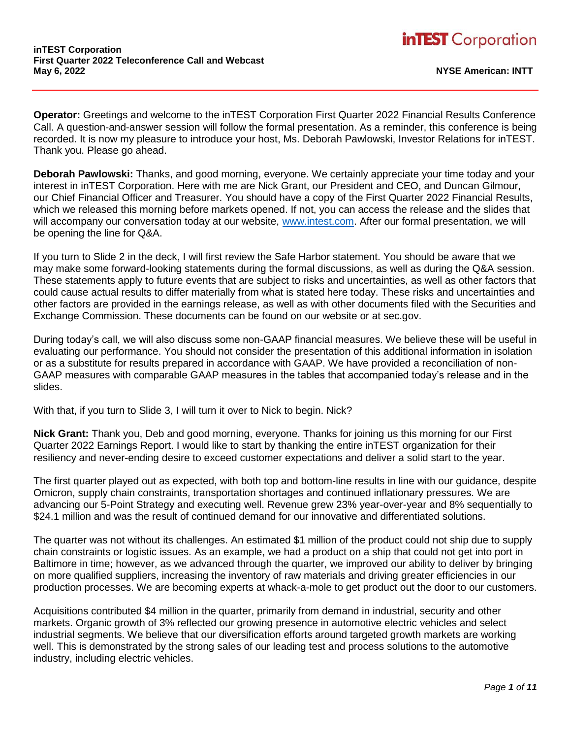**inTEST Corporation**
**First Quarter 2022 Teleconference Call and Webcast**
**May 6, 2022**

**NYSE American: INTT**

**Operator:** Greetings and welcome to the inTEST Corporation First Quarter 2022 Financial Results Conference Call. A question-and-answer session will follow the formal presentation. As a reminder, this conference is being recorded. It is now my pleasure to introduce your host, Ms. Deborah Pawlowski, Investor Relations for inTEST. Thank you. Please go ahead.

**Deborah Pawlowski:** Thanks, and good morning, everyone. We certainly appreciate your time today and your interest in inTEST Corporation. Here with me are Nick Grant, our President and CEO, and Duncan Gilmour, our Chief Financial Officer and Treasurer. You should have a copy of the First Quarter 2022 Financial Results, which we released this morning before markets opened. If not, you can access the release and the slides that will accompany our conversation today at our website, www.intest.com. After our formal presentation, we will be opening the line for Q&A.

If you turn to Slide 2 in the deck, I will first review the Safe Harbor statement. You should be aware that we may make some forward-looking statements during the formal discussions, as well as during the Q&A session. These statements apply to future events that are subject to risks and uncertainties, as well as other factors that could cause actual results to differ materially from what is stated here today. These risks and uncertainties and other factors are provided in the earnings release, as well as with other documents filed with the Securities and Exchange Commission. These documents can be found on our website or at sec.gov.

During today's call, we will also discuss some non-GAAP financial measures. We believe these will be useful in evaluating our performance. You should not consider the presentation of this additional information in isolation or as a substitute for results prepared in accordance with GAAP. We have provided a reconciliation of non-GAAP measures with comparable GAAP measures in the tables that accompanied today's release and in the slides.

With that, if you turn to Slide 3, I will turn it over to Nick to begin. Nick?

**Nick Grant:** Thank you, Deb and good morning, everyone. Thanks for joining us this morning for our First Quarter 2022 Earnings Report. I would like to start by thanking the entire inTEST organization for their resiliency and never-ending desire to exceed customer expectations and deliver a solid start to the year.

The first quarter played out as expected, with both top and bottom-line results in line with our guidance, despite Omicron, supply chain constraints, transportation shortages and continued inflationary pressures. We are advancing our 5-Point Strategy and executing well. Revenue grew 23% year-over-year and 8% sequentially to $24.1 million and was the result of continued demand for our innovative and differentiated solutions.

The quarter was not without its challenges. An estimated $1 million of the product could not ship due to supply chain constraints or logistic issues. As an example, we had a product on a ship that could not get into port in Baltimore in time; however, as we advanced through the quarter, we improved our ability to deliver by bringing on more qualified suppliers, increasing the inventory of raw materials and driving greater efficiencies in our production processes. We are becoming experts at whack-a-mole to get product out the door to our customers.

Acquisitions contributed $4 million in the quarter, primarily from demand in industrial, security and other markets. Organic growth of 3% reflected our growing presence in automotive electric vehicles and select industrial segments. We believe that our diversification efforts around targeted growth markets are working well. This is demonstrated by the strong sales of our leading test and process solutions to the automotive industry, including electric vehicles.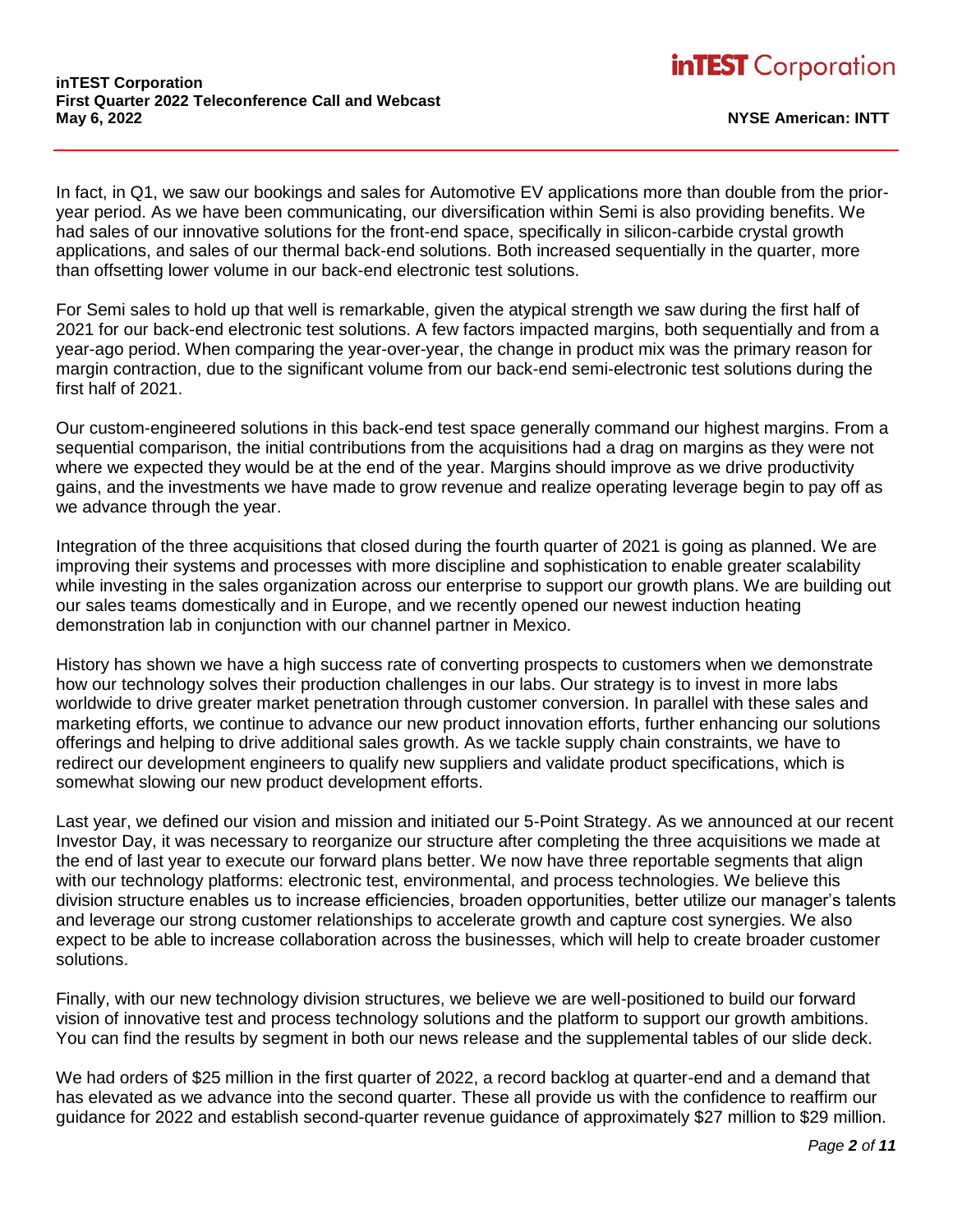In fact, in Q1, we saw our bookings and sales for Automotive EV applications more than double from the prior-year period. As we have been communicating, our diversification within Semi is also providing benefits. We had sales of our innovative solutions for the front-end space, specifically in silicon-carbide crystal growth applications, and sales of our thermal back-end solutions. Both increased sequentially in the quarter, more than offsetting lower volume in our back-end electronic test solutions.

For Semi sales to hold up that well is remarkable, given the atypical strength we saw during the first half of 2021 for our back-end electronic test solutions. A few factors impacted margins, both sequentially and from a year-ago period. When comparing the year-over-year, the change in product mix was the primary reason for margin contraction, due to the significant volume from our back-end semi-electronic test solutions during the first half of 2021.

Our custom-engineered solutions in this back-end test space generally command our highest margins. From a sequential comparison, the initial contributions from the acquisitions had a drag on margins as they were not where we expected they would be at the end of the year. Margins should improve as we drive productivity gains, and the investments we have made to grow revenue and realize operating leverage begin to pay off as we advance through the year.

Integration of the three acquisitions that closed during the fourth quarter of 2021 is going as planned. We are improving their systems and processes with more discipline and sophistication to enable greater scalability while investing in the sales organization across our enterprise to support our growth plans. We are building out our sales teams domestically and in Europe, and we recently opened our newest induction heating demonstration lab in conjunction with our channel partner in Mexico.

History has shown we have a high success rate of converting prospects to customers when we demonstrate how our technology solves their production challenges in our labs. Our strategy is to invest in more labs worldwide to drive greater market penetration through customer conversion. In parallel with these sales and marketing efforts, we continue to advance our new product innovation efforts, further enhancing our solutions offerings and helping to drive additional sales growth. As we tackle supply chain constraints, we have to redirect our development engineers to qualify new suppliers and validate product specifications, which is somewhat slowing our new product development efforts.

Last year, we defined our vision and mission and initiated our 5-Point Strategy. As we announced at our recent Investor Day, it was necessary to reorganize our structure after completing the three acquisitions we made at the end of last year to execute our forward plans better. We now have three reportable segments that align with our technology platforms: electronic test, environmental, and process technologies. We believe this division structure enables us to increase efficiencies, broaden opportunities, better utilize our manager's talents and leverage our strong customer relationships to accelerate growth and capture cost synergies. We also expect to be able to increase collaboration across the businesses, which will help to create broader customer solutions.

Finally, with our new technology division structures, we believe we are well-positioned to build our forward vision of innovative test and process technology solutions and the platform to support our growth ambitions. You can find the results by segment in both our news release and the supplemental tables of our slide deck.

We had orders of $25 million in the first quarter of 2022, a record backlog at quarter-end and a demand that has elevated as we advance into the second quarter. These all provide us with the confidence to reaffirm our guidance for 2022 and establish second-quarter revenue guidance of approximately $27 million to $29 million.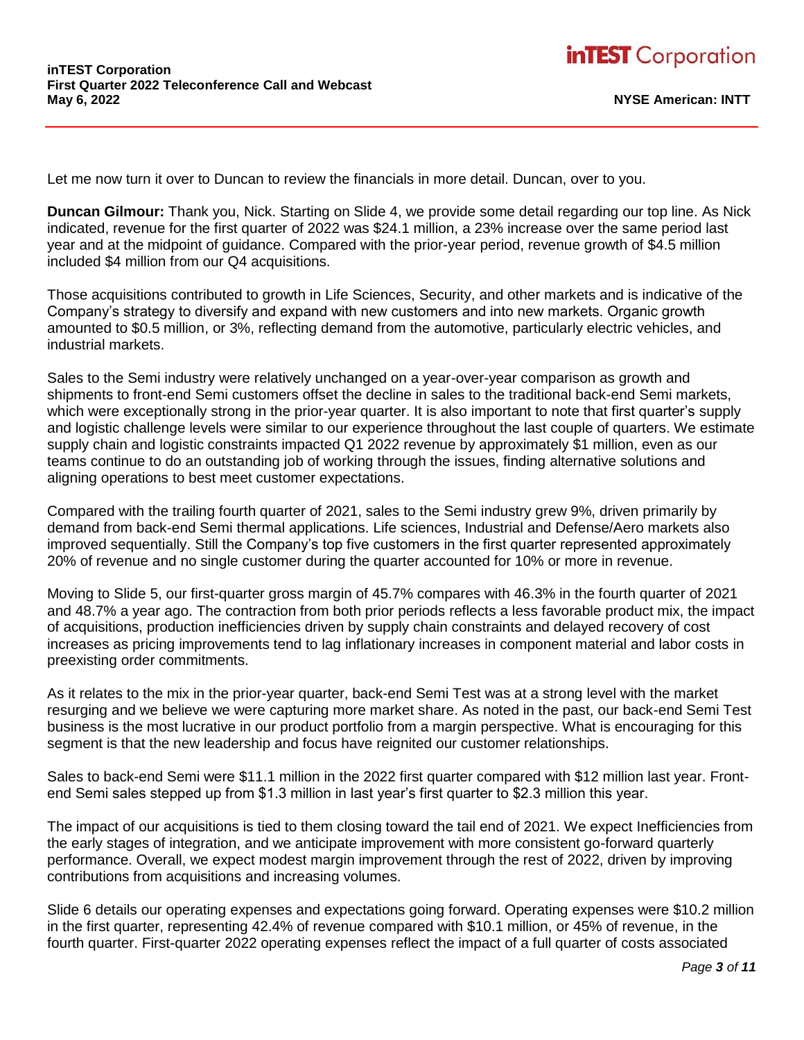Let me now turn it over to Duncan to review the financials in more detail. Duncan, over to you.

**Duncan Gilmour:** Thank you, Nick. Starting on Slide 4, we provide some detail regarding our top line. As Nick indicated, revenue for the first quarter of 2022 was $24.1 million, a 23% increase over the same period last year and at the midpoint of guidance. Compared with the prior-year period, revenue growth of $4.5 million included $4 million from our Q4 acquisitions.

Those acquisitions contributed to growth in Life Sciences, Security, and other markets and is indicative of the Company's strategy to diversify and expand with new customers and into new markets. Organic growth amounted to $0.5 million, or 3%, reflecting demand from the automotive, particularly electric vehicles, and industrial markets.

Sales to the Semi industry were relatively unchanged on a year-over-year comparison as growth and shipments to front-end Semi customers offset the decline in sales to the traditional back-end Semi markets, which were exceptionally strong in the prior-year quarter. It is also important to note that first quarter's supply and logistic challenge levels were similar to our experience throughout the last couple of quarters. We estimate supply chain and logistic constraints impacted Q1 2022 revenue by approximately $1 million, even as our teams continue to do an outstanding job of working through the issues, finding alternative solutions and aligning operations to best meet customer expectations.

Compared with the trailing fourth quarter of 2021, sales to the Semi industry grew 9%, driven primarily by demand from back-end Semi thermal applications. Life sciences, Industrial and Defense/Aero markets also improved sequentially. Still the Company's top five customers in the first quarter represented approximately 20% of revenue and no single customer during the quarter accounted for 10% or more in revenue.

Moving to Slide 5, our first-quarter gross margin of 45.7% compares with 46.3% in the fourth quarter of 2021 and 48.7% a year ago. The contraction from both prior periods reflects a less favorable product mix, the impact of acquisitions, production inefficiencies driven by supply chain constraints and delayed recovery of cost increases as pricing improvements tend to lag inflationary increases in component material and labor costs in preexisting order commitments.

As it relates to the mix in the prior-year quarter, back-end Semi Test was at a strong level with the market resurging and we believe we were capturing more market share. As noted in the past, our back-end Semi Test business is the most lucrative in our product portfolio from a margin perspective. What is encouraging for this segment is that the new leadership and focus have reignited our customer relationships.

Sales to back-end Semi were $11.1 million in the 2022 first quarter compared with $12 million last year. Front-end Semi sales stepped up from $1.3 million in last year's first quarter to $2.3 million this year.

The impact of our acquisitions is tied to them closing toward the tail end of 2021. We expect Inefficiencies from the early stages of integration, and we anticipate improvement with more consistent go-forward quarterly performance. Overall, we expect modest margin improvement through the rest of 2022, driven by improving contributions from acquisitions and increasing volumes.

Slide 6 details our operating expenses and expectations going forward. Operating expenses were $10.2 million in the first quarter, representing 42.4% of revenue compared with $10.1 million, or 45% of revenue, in the fourth quarter. First-quarter 2022 operating expenses reflect the impact of a full quarter of costs associated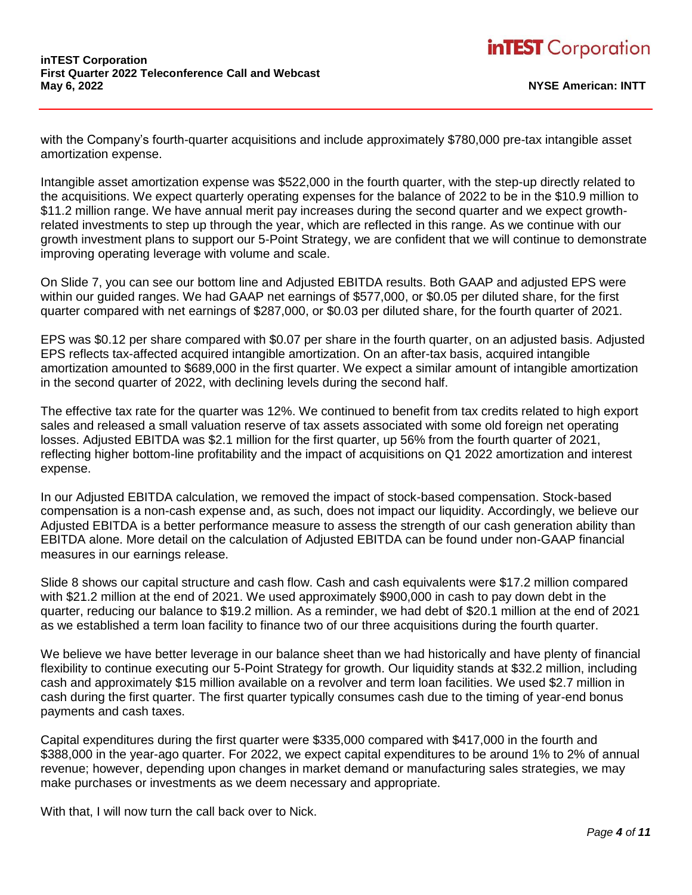with the Company's fourth-quarter acquisitions and include approximately $780,000 pre-tax intangible asset amortization expense.

Intangible asset amortization expense was $522,000 in the fourth quarter, with the step-up directly related to the acquisitions. We expect quarterly operating expenses for the balance of 2022 to be in the $10.9 million to $11.2 million range. We have annual merit pay increases during the second quarter and we expect growth-related investments to step up through the year, which are reflected in this range. As we continue with our growth investment plans to support our 5-Point Strategy, we are confident that we will continue to demonstrate improving operating leverage with volume and scale.

On Slide 7, you can see our bottom line and Adjusted EBITDA results. Both GAAP and adjusted EPS were within our guided ranges. We had GAAP net earnings of $577,000, or $0.05 per diluted share, for the first quarter compared with net earnings of $287,000, or $0.03 per diluted share, for the fourth quarter of 2021.

EPS was $0.12 per share compared with $0.07 per share in the fourth quarter, on an adjusted basis. Adjusted EPS reflects tax-affected acquired intangible amortization. On an after-tax basis, acquired intangible amortization amounted to $689,000 in the first quarter. We expect a similar amount of intangible amortization in the second quarter of 2022, with declining levels during the second half.

The effective tax rate for the quarter was 12%. We continued to benefit from tax credits related to high export sales and released a small valuation reserve of tax assets associated with some old foreign net operating losses. Adjusted EBITDA was $2.1 million for the first quarter, up 56% from the fourth quarter of 2021, reflecting higher bottom-line profitability and the impact of acquisitions on Q1 2022 amortization and interest expense.

In our Adjusted EBITDA calculation, we removed the impact of stock-based compensation. Stock-based compensation is a non-cash expense and, as such, does not impact our liquidity. Accordingly, we believe our Adjusted EBITDA is a better performance measure to assess the strength of our cash generation ability than EBITDA alone. More detail on the calculation of Adjusted EBITDA can be found under non-GAAP financial measures in our earnings release.

Slide 8 shows our capital structure and cash flow. Cash and cash equivalents were $17.2 million compared with $21.2 million at the end of 2021. We used approximately $900,000 in cash to pay down debt in the quarter, reducing our balance to $19.2 million. As a reminder, we had debt of $20.1 million at the end of 2021 as we established a term loan facility to finance two of our three acquisitions during the fourth quarter.

We believe we have better leverage in our balance sheet than we had historically and have plenty of financial flexibility to continue executing our 5-Point Strategy for growth. Our liquidity stands at $32.2 million, including cash and approximately $15 million available on a revolver and term loan facilities. We used $2.7 million in cash during the first quarter. The first quarter typically consumes cash due to the timing of year-end bonus payments and cash taxes.

Capital expenditures during the first quarter were $335,000 compared with $417,000 in the fourth and $388,000 in the year-ago quarter. For 2022, we expect capital expenditures to be around 1% to 2% of annual revenue; however, depending upon changes in market demand or manufacturing sales strategies, we may make purchases or investments as we deem necessary and appropriate.

With that, I will now turn the call back over to Nick.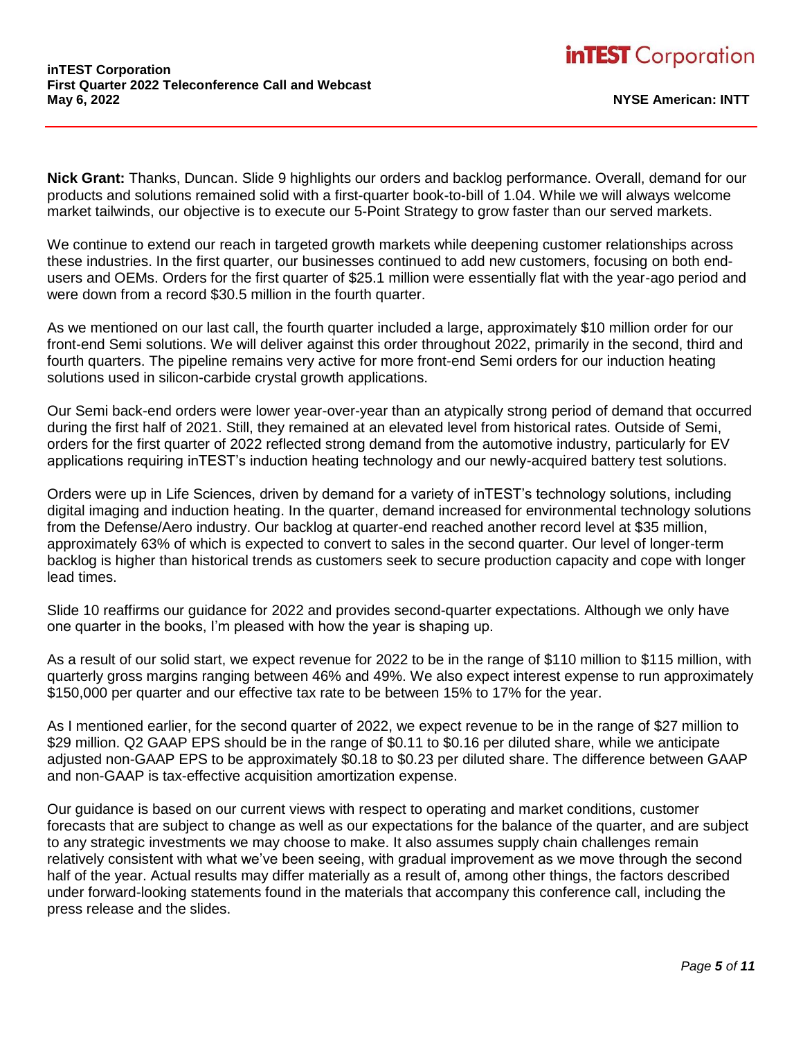**Nick Grant:** Thanks, Duncan. Slide 9 highlights our orders and backlog performance. Overall, demand for our products and solutions remained solid with a first-quarter book-to-bill of 1.04. While we will always welcome market tailwinds, our objective is to execute our 5-Point Strategy to grow faster than our served markets.

We continue to extend our reach in targeted growth markets while deepening customer relationships across these industries. In the first quarter, our businesses continued to add new customers, focusing on both end-users and OEMs. Orders for the first quarter of $25.1 million were essentially flat with the year-ago period and were down from a record $30.5 million in the fourth quarter.

As we mentioned on our last call, the fourth quarter included a large, approximately $10 million order for our front-end Semi solutions. We will deliver against this order throughout 2022, primarily in the second, third and fourth quarters. The pipeline remains very active for more front-end Semi orders for our induction heating solutions used in silicon-carbide crystal growth applications.

Our Semi back-end orders were lower year-over-year than an atypically strong period of demand that occurred during the first half of 2021. Still, they remained at an elevated level from historical rates. Outside of Semi, orders for the first quarter of 2022 reflected strong demand from the automotive industry, particularly for EV applications requiring inTEST's induction heating technology and our newly-acquired battery test solutions.

Orders were up in Life Sciences, driven by demand for a variety of inTEST's technology solutions, including digital imaging and induction heating. In the quarter, demand increased for environmental technology solutions from the Defense/Aero industry. Our backlog at quarter-end reached another record level at $35 million, approximately 63% of which is expected to convert to sales in the second quarter. Our level of longer-term backlog is higher than historical trends as customers seek to secure production capacity and cope with longer lead times.

Slide 10 reaffirms our guidance for 2022 and provides second-quarter expectations. Although we only have one quarter in the books, I'm pleased with how the year is shaping up.

As a result of our solid start, we expect revenue for 2022 to be in the range of $110 million to $115 million, with quarterly gross margins ranging between 46% and 49%. We also expect interest expense to run approximately $150,000 per quarter and our effective tax rate to be between 15% to 17% for the year.

As I mentioned earlier, for the second quarter of 2022, we expect revenue to be in the range of $27 million to $29 million. Q2 GAAP EPS should be in the range of $0.11 to $0.16 per diluted share, while we anticipate adjusted non-GAAP EPS to be approximately $0.18 to $0.23 per diluted share. The difference between GAAP and non-GAAP is tax-effective acquisition amortization expense.

Our guidance is based on our current views with respect to operating and market conditions, customer forecasts that are subject to change as well as our expectations for the balance of the quarter, and are subject to any strategic investments we may choose to make. It also assumes supply chain challenges remain relatively consistent with what we've been seeing, with gradual improvement as we move through the second half of the year. Actual results may differ materially as a result of, among other things, the factors described under forward-looking statements found in the materials that accompany this conference call, including the press release and the slides.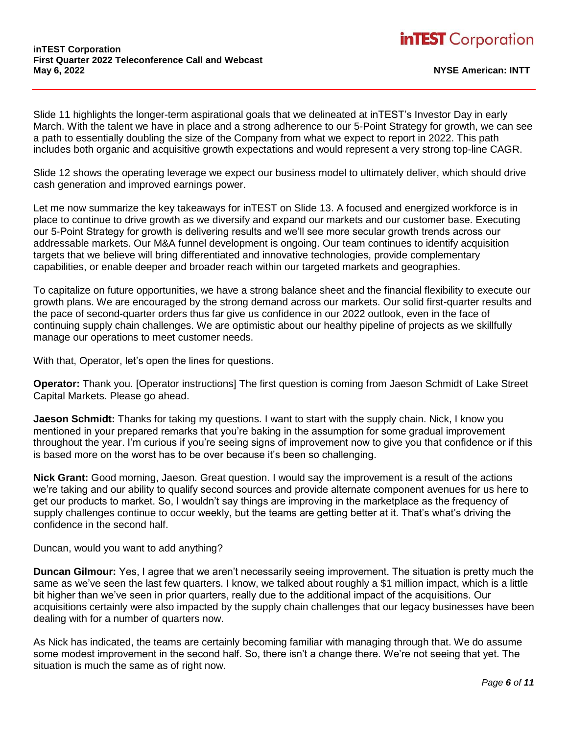Slide 11 highlights the longer-term aspirational goals that we delineated at inTEST's Investor Day in early March. With the talent we have in place and a strong adherence to our 5-Point Strategy for growth, we can see a path to essentially doubling the size of the Company from what we expect to report in 2022. This path includes both organic and acquisitive growth expectations and would represent a very strong top-line CAGR.

Slide 12 shows the operating leverage we expect our business model to ultimately deliver, which should drive cash generation and improved earnings power.

Let me now summarize the key takeaways for inTEST on Slide 13. A focused and energized workforce is in place to continue to drive growth as we diversify and expand our markets and our customer base. Executing our 5-Point Strategy for growth is delivering results and we'll see more secular growth trends across our addressable markets. Our M&A funnel development is ongoing. Our team continues to identify acquisition targets that we believe will bring differentiated and innovative technologies, provide complementary capabilities, or enable deeper and broader reach within our targeted markets and geographies.

To capitalize on future opportunities, we have a strong balance sheet and the financial flexibility to execute our growth plans. We are encouraged by the strong demand across our markets. Our solid first-quarter results and the pace of second-quarter orders thus far give us confidence in our 2022 outlook, even in the face of continuing supply chain challenges. We are optimistic about our healthy pipeline of projects as we skillfully manage our operations to meet customer needs.

With that, Operator, let's open the lines for questions.

**Operator:** Thank you. [Operator instructions] The first question is coming from Jaeson Schmidt of Lake Street Capital Markets. Please go ahead.

**Jaeson Schmidt:** Thanks for taking my questions. I want to start with the supply chain. Nick, I know you mentioned in your prepared remarks that you're baking in the assumption for some gradual improvement throughout the year. I'm curious if you're seeing signs of improvement now to give you that confidence or if this is based more on the worst has to be over because it's been so challenging.

**Nick Grant:** Good morning, Jaeson. Great question. I would say the improvement is a result of the actions we're taking and our ability to qualify second sources and provide alternate component avenues for us here to get our products to market. So, I wouldn't say things are improving in the marketplace as the frequency of supply challenges continue to occur weekly, but the teams are getting better at it. That's what's driving the confidence in the second half.

Duncan, would you want to add anything?

**Duncan Gilmour:** Yes, I agree that we aren't necessarily seeing improvement. The situation is pretty much the same as we've seen the last few quarters. I know, we talked about roughly a $1 million impact, which is a little bit higher than we've seen in prior quarters, really due to the additional impact of the acquisitions. Our acquisitions certainly were also impacted by the supply chain challenges that our legacy businesses have been dealing with for a number of quarters now.

As Nick has indicated, the teams are certainly becoming familiar with managing through that. We do assume some modest improvement in the second half. So, there isn't a change there. We're not seeing that yet. The situation is much the same as of right now.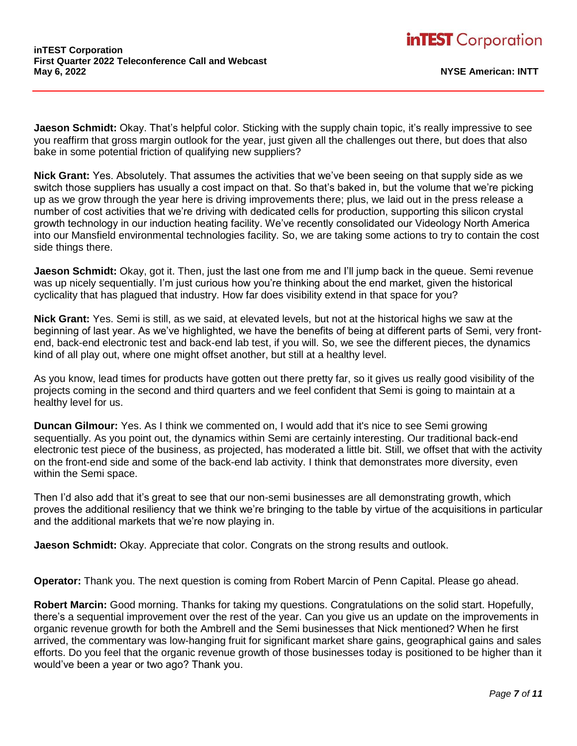**Jaeson Schmidt:** Okay. That's helpful color. Sticking with the supply chain topic, it's really impressive to see you reaffirm that gross margin outlook for the year, just given all the challenges out there, but does that also bake in some potential friction of qualifying new suppliers?

**Nick Grant:** Yes. Absolutely. That assumes the activities that we've been seeing on that supply side as we switch those suppliers has usually a cost impact on that. So that's baked in, but the volume that we're picking up as we grow through the year here is driving improvements there; plus, we laid out in the press release a number of cost activities that we're driving with dedicated cells for production, supporting this silicon crystal growth technology in our induction heating facility. We've recently consolidated our Videology North America into our Mansfield environmental technologies facility. So, we are taking some actions to try to contain the cost side things there.

**Jaeson Schmidt:** Okay, got it. Then, just the last one from me and I'll jump back in the queue. Semi revenue was up nicely sequentially. I'm just curious how you're thinking about the end market, given the historical cyclicality that has plagued that industry. How far does visibility extend in that space for you?

**Nick Grant:** Yes. Semi is still, as we said, at elevated levels, but not at the historical highs we saw at the beginning of last year. As we've highlighted, we have the benefits of being at different parts of Semi, very front-end, back-end electronic test and back-end lab test, if you will. So, we see the different pieces, the dynamics kind of all play out, where one might offset another, but still at a healthy level.

As you know, lead times for products have gotten out there pretty far, so it gives us really good visibility of the projects coming in the second and third quarters and we feel confident that Semi is going to maintain at a healthy level for us.

**Duncan Gilmour:** Yes. As I think we commented on, I would add that it's nice to see Semi growing sequentially. As you point out, the dynamics within Semi are certainly interesting. Our traditional back-end electronic test piece of the business, as projected, has moderated a little bit. Still, we offset that with the activity on the front-end side and some of the back-end lab activity. I think that demonstrates more diversity, even within the Semi space.

Then I'd also add that it's great to see that our non-semi businesses are all demonstrating growth, which proves the additional resiliency that we think we're bringing to the table by virtue of the acquisitions in particular and the additional markets that we're now playing in.

**Jaeson Schmidt:** Okay. Appreciate that color. Congrats on the strong results and outlook.

**Operator:** Thank you. The next question is coming from Robert Marcin of Penn Capital. Please go ahead.

**Robert Marcin:** Good morning. Thanks for taking my questions. Congratulations on the solid start. Hopefully, there's a sequential improvement over the rest of the year. Can you give us an update on the improvements in organic revenue growth for both the Ambrell and the Semi businesses that Nick mentioned? When he first arrived, the commentary was low-hanging fruit for significant market share gains, geographical gains and sales efforts. Do you feel that the organic revenue growth of those businesses today is positioned to be higher than it would've been a year or two ago? Thank you.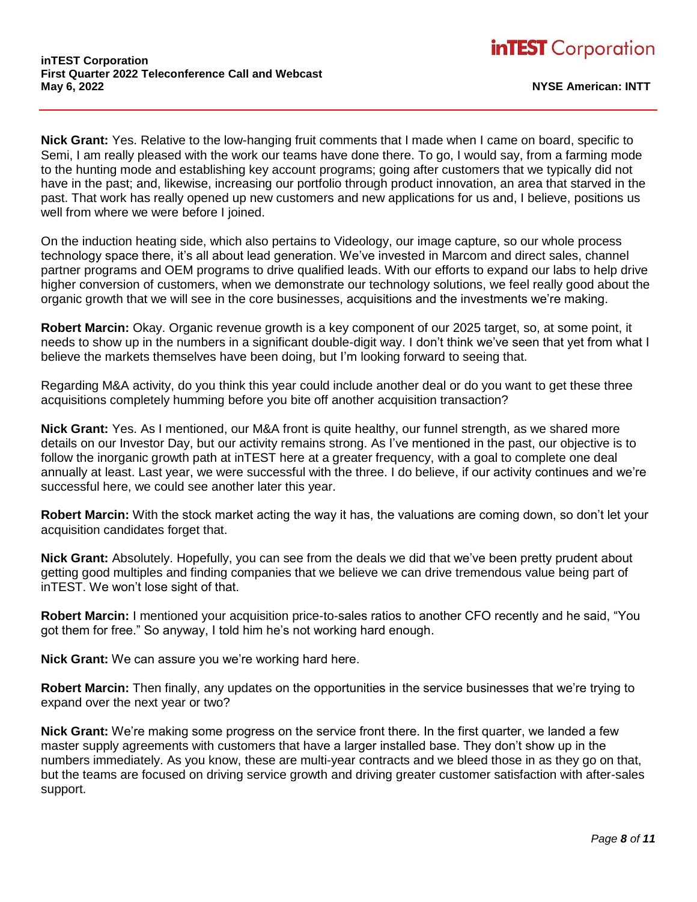**Nick Grant:** Yes. Relative to the low-hanging fruit comments that I made when I came on board, specific to Semi, I am really pleased with the work our teams have done there. To go, I would say, from a farming mode to the hunting mode and establishing key account programs; going after customers that we typically did not have in the past; and, likewise, increasing our portfolio through product innovation, an area that starved in the past. That work has really opened up new customers and new applications for us and, I believe, positions us well from where we were before I joined.

On the induction heating side, which also pertains to Videology, our image capture, so our whole process technology space there, it's all about lead generation. We've invested in Marcom and direct sales, channel partner programs and OEM programs to drive qualified leads. With our efforts to expand our labs to help drive higher conversion of customers, when we demonstrate our technology solutions, we feel really good about the organic growth that we will see in the core businesses, acquisitions and the investments we're making.

**Robert Marcin:** Okay. Organic revenue growth is a key component of our 2025 target, so, at some point, it needs to show up in the numbers in a significant double-digit way. I don't think we've seen that yet from what I believe the markets themselves have been doing, but I'm looking forward to seeing that.

Regarding M&A activity, do you think this year could include another deal or do you want to get these three acquisitions completely humming before you bite off another acquisition transaction?

**Nick Grant:** Yes. As I mentioned, our M&A front is quite healthy, our funnel strength, as we shared more details on our Investor Day, but our activity remains strong. As I've mentioned in the past, our objective is to follow the inorganic growth path at inTEST here at a greater frequency, with a goal to complete one deal annually at least. Last year, we were successful with the three. I do believe, if our activity continues and we're successful here, we could see another later this year.

**Robert Marcin:** With the stock market acting the way it has, the valuations are coming down, so don't let your acquisition candidates forget that.

**Nick Grant:** Absolutely. Hopefully, you can see from the deals we did that we've been pretty prudent about getting good multiples and finding companies that we believe we can drive tremendous value being part of inTEST. We won't lose sight of that.

**Robert Marcin:** I mentioned your acquisition price-to-sales ratios to another CFO recently and he said, "You got them for free." So anyway, I told him he's not working hard enough.

**Nick Grant:** We can assure you we're working hard here.

**Robert Marcin:** Then finally, any updates on the opportunities in the service businesses that we're trying to expand over the next year or two?

**Nick Grant:** We're making some progress on the service front there. In the first quarter, we landed a few master supply agreements with customers that have a larger installed base. They don't show up in the numbers immediately. As you know, these are multi-year contracts and we bleed those in as they go on that, but the teams are focused on driving service growth and driving greater customer satisfaction with after-sales support.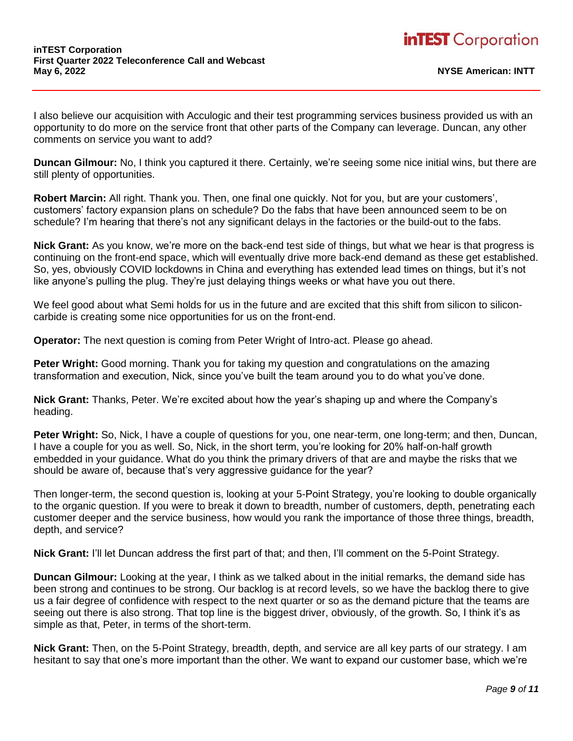I also believe our acquisition with Acculogic and their test programming services business provided us with an opportunity to do more on the service front that other parts of the Company can leverage. Duncan, any other comments on service you want to add?

**Duncan Gilmour:** No, I think you captured it there. Certainly, we're seeing some nice initial wins, but there are still plenty of opportunities.

**Robert Marcin:** All right. Thank you. Then, one final one quickly. Not for you, but are your customers', customers' factory expansion plans on schedule? Do the fabs that have been announced seem to be on schedule? I'm hearing that there's not any significant delays in the factories or the build-out to the fabs.

**Nick Grant:** As you know, we're more on the back-end test side of things, but what we hear is that progress is continuing on the front-end space, which will eventually drive more back-end demand as these get established. So, yes, obviously COVID lockdowns in China and everything has extended lead times on things, but it's not like anyone's pulling the plug. They're just delaying things weeks or what have you out there.

We feel good about what Semi holds for us in the future and are excited that this shift from silicon to silicon-carbide is creating some nice opportunities for us on the front-end.

**Operator:** The next question is coming from Peter Wright of Intro-act. Please go ahead.

**Peter Wright:** Good morning. Thank you for taking my question and congratulations on the amazing transformation and execution, Nick, since you've built the team around you to do what you've done.

**Nick Grant:** Thanks, Peter. We're excited about how the year's shaping up and where the Company's heading.

**Peter Wright:** So, Nick, I have a couple of questions for you, one near-term, one long-term; and then, Duncan, I have a couple for you as well. So, Nick, in the short term, you're looking for 20% half-on-half growth embedded in your guidance. What do you think the primary drivers of that are and maybe the risks that we should be aware of, because that's very aggressive guidance for the year?

Then longer-term, the second question is, looking at your 5-Point Strategy, you're looking to double organically to the organic question. If you were to break it down to breadth, number of customers, depth, penetrating each customer deeper and the service business, how would you rank the importance of those three things, breadth, depth, and service?

**Nick Grant:** I'll let Duncan address the first part of that; and then, I'll comment on the 5-Point Strategy.

**Duncan Gilmour:** Looking at the year, I think as we talked about in the initial remarks, the demand side has been strong and continues to be strong. Our backlog is at record levels, so we have the backlog there to give us a fair degree of confidence with respect to the next quarter or so as the demand picture that the teams are seeing out there is also strong. That top line is the biggest driver, obviously, of the growth. So, I think it's as simple as that, Peter, in terms of the short-term.

**Nick Grant:** Then, on the 5-Point Strategy, breadth, depth, and service are all key parts of our strategy. I am hesitant to say that one's more important than the other. We want to expand our customer base, which we're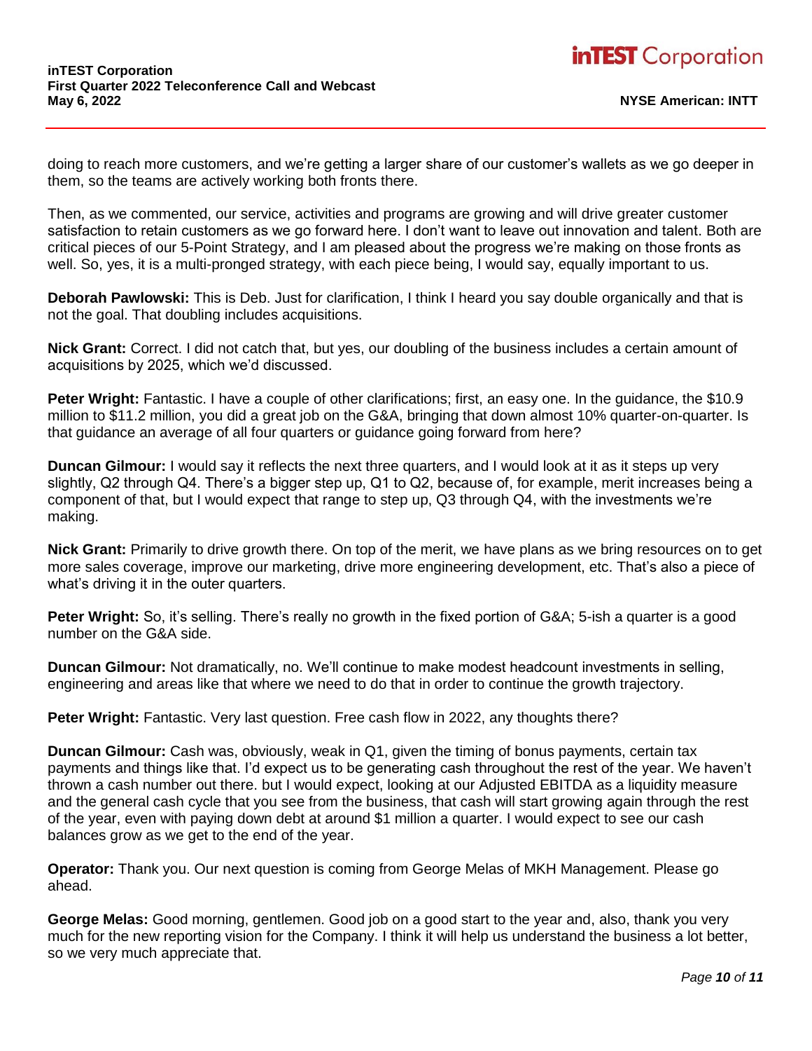doing to reach more customers, and we're getting a larger share of our customer's wallets as we go deeper in them, so the teams are actively working both fronts there.

Then, as we commented, our service, activities and programs are growing and will drive greater customer satisfaction to retain customers as we go forward here. I don't want to leave out innovation and talent. Both are critical pieces of our 5-Point Strategy, and I am pleased about the progress we're making on those fronts as well. So, yes, it is a multi-pronged strategy, with each piece being, I would say, equally important to us.

**Deborah Pawlowski:** This is Deb. Just for clarification, I think I heard you say double organically and that is not the goal. That doubling includes acquisitions.

**Nick Grant:** Correct. I did not catch that, but yes, our doubling of the business includes a certain amount of acquisitions by 2025, which we'd discussed.

**Peter Wright:** Fantastic. I have a couple of other clarifications; first, an easy one. In the guidance, the $10.9 million to $11.2 million, you did a great job on the G&A, bringing that down almost 10% quarter-on-quarter. Is that guidance an average of all four quarters or guidance going forward from here?

**Duncan Gilmour:** I would say it reflects the next three quarters, and I would look at it as it steps up very slightly, Q2 through Q4. There's a bigger step up, Q1 to Q2, because of, for example, merit increases being a component of that, but I would expect that range to step up, Q3 through Q4, with the investments we're making.

**Nick Grant:** Primarily to drive growth there. On top of the merit, we have plans as we bring resources on to get more sales coverage, improve our marketing, drive more engineering development, etc. That's also a piece of what's driving it in the outer quarters.

**Peter Wright:** So, it's selling. There's really no growth in the fixed portion of G&A; 5-ish a quarter is a good number on the G&A side.

**Duncan Gilmour:** Not dramatically, no. We'll continue to make modest headcount investments in selling, engineering and areas like that where we need to do that in order to continue the growth trajectory.

**Peter Wright:** Fantastic. Very last question. Free cash flow in 2022, any thoughts there?

**Duncan Gilmour:** Cash was, obviously, weak in Q1, given the timing of bonus payments, certain tax payments and things like that. I'd expect us to be generating cash throughout the rest of the year. We haven't thrown a cash number out there. but I would expect, looking at our Adjusted EBITDA as a liquidity measure and the general cash cycle that you see from the business, that cash will start growing again through the rest of the year, even with paying down debt at around $1 million a quarter. I would expect to see our cash balances grow as we get to the end of the year.

**Operator:** Thank you. Our next question is coming from George Melas of MKH Management. Please go ahead.

**George Melas:** Good morning, gentlemen. Good job on a good start to the year and, also, thank you very much for the new reporting vision for the Company. I think it will help us understand the business a lot better, so we very much appreciate that.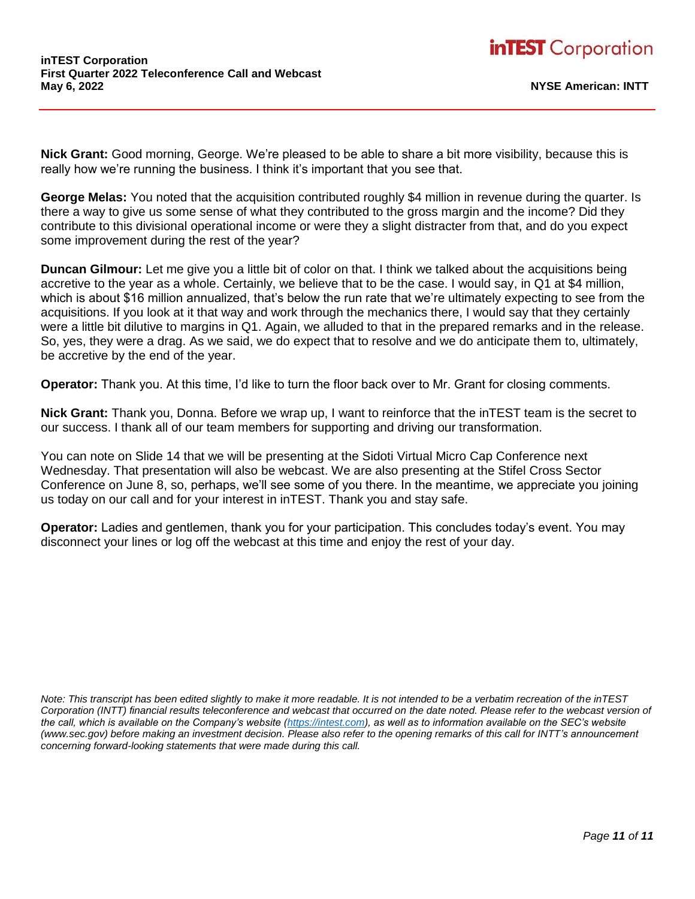**Nick Grant:** Good morning, George. We're pleased to be able to share a bit more visibility, because this is really how we're running the business. I think it's important that you see that.

**George Melas:** You noted that the acquisition contributed roughly $4 million in revenue during the quarter. Is there a way to give us some sense of what they contributed to the gross margin and the income? Did they contribute to this divisional operational income or were they a slight distracter from that, and do you expect some improvement during the rest of the year?

**Duncan Gilmour:** Let me give you a little bit of color on that. I think we talked about the acquisitions being accretive to the year as a whole. Certainly, we believe that to be the case. I would say, in Q1 at $4 million, which is about $16 million annualized, that's below the run rate that we're ultimately expecting to see from the acquisitions. If you look at it that way and work through the mechanics there, I would say that they certainly were a little bit dilutive to margins in Q1. Again, we alluded to that in the prepared remarks and in the release. So, yes, they were a drag. As we said, we do expect that to resolve and we do anticipate them to, ultimately, be accretive by the end of the year.

**Operator:** Thank you. At this time, I'd like to turn the floor back over to Mr. Grant for closing comments.

**Nick Grant:** Thank you, Donna. Before we wrap up, I want to reinforce that the inTEST team is the secret to our success. I thank all of our team members for supporting and driving our transformation.

You can note on Slide 14 that we will be presenting at the Sidoti Virtual Micro Cap Conference next Wednesday. That presentation will also be webcast. We are also presenting at the Stifel Cross Sector Conference on June 8, so, perhaps, we'll see some of you there. In the meantime, we appreciate you joining us today on our call and for your interest in inTEST. Thank you and stay safe.

**Operator:** Ladies and gentlemen, thank you for your participation. This concludes today's event. You may disconnect your lines or log off the webcast at this time and enjoy the rest of your day.

*Note: This transcript has been edited slightly to make it more readable. It is not intended to be a verbatim recreation of the inTEST Corporation (INTT) financial results teleconference and webcast that occurred on the date noted. Please refer to the webcast version of the call, which is available on the Company's website ([https://intest.com](https://intest.com)), as well as to information available on the SEC's website (www.sec.gov) before making an investment decision. Please also refer to the opening remarks of this call for INTT's announcement concerning forward-looking statements that were made during this call.*